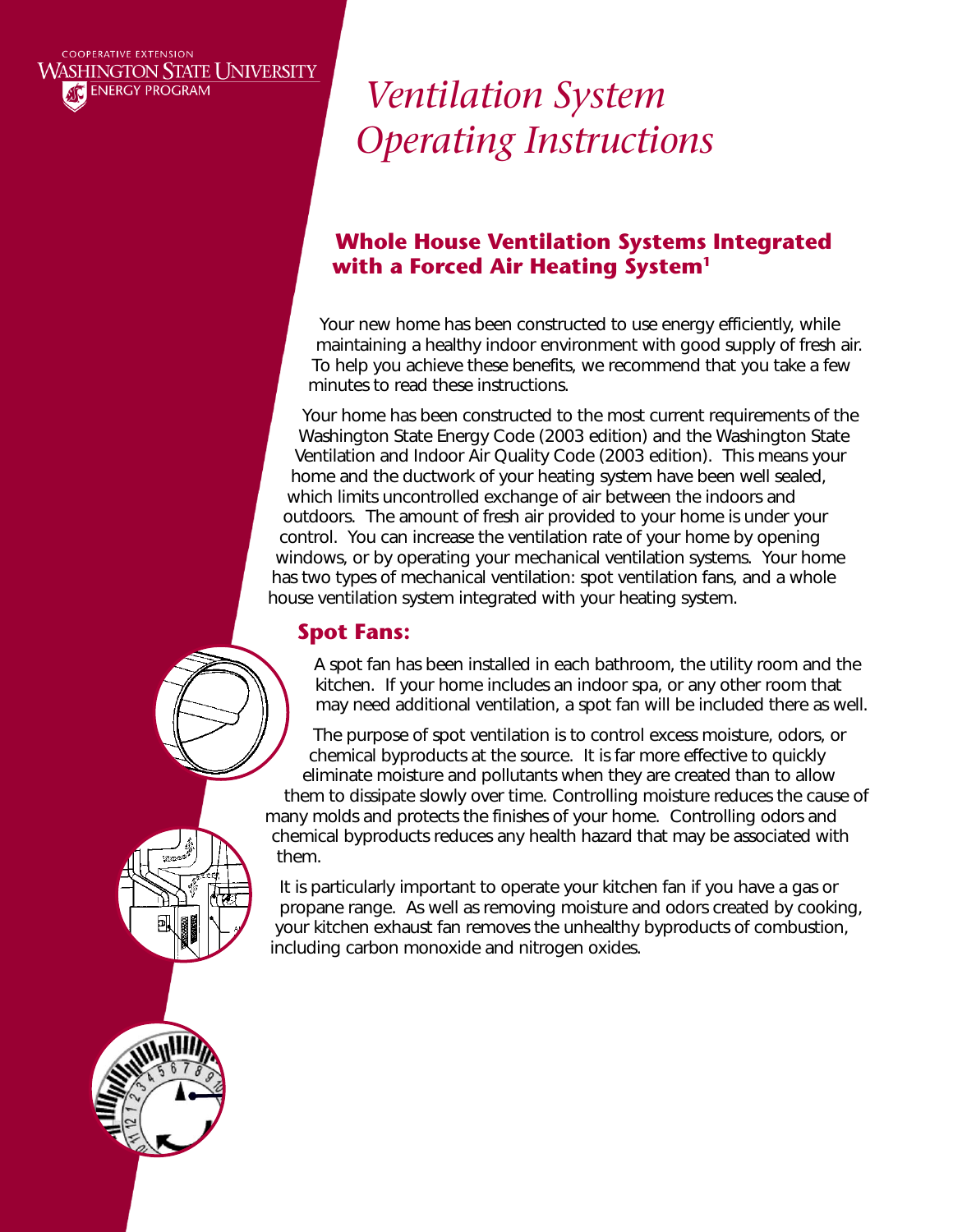COOPERATIVE EXTENSION
WASHINGTON STATE UNIVERSITY
ENERGY PROGRAM

# *Ventilation System Operating Instructions*

## Whole House Ventilation Systems Integrated with a Forced Air Heating System[1]

Your new home has been constructed to use energy efficiently, while maintaining a healthy indoor environment with good supply of fresh air. To help you achieve these benefits, we recommend that you take a few minutes to read these instructions.

Your home has been constructed to the most current requirements of the Washington State Energy Code (2003 edition) and the Washington State Ventilation and Indoor Air Quality Code (2003 edition). This means your home and the ductwork of your heating system have been well sealed, which limits uncontrolled exchange of air between the indoors and outdoors. The amount of fresh air provided to your home is under your control. You can increase the ventilation rate of your home by opening windows, or by operating your mechanical ventilation systems. Your home has two types of mechanical ventilation: spot ventilation fans, and a whole house ventilation system integrated with your heating system.

### Spot Fans:

A spot fan has been installed in each bathroom, the utility room and the kitchen. If your home includes an indoor spa, or any other room that may need additional ventilation, a spot fan will be included there as well.

The purpose of spot ventilation is to control excess moisture, odors, or chemical byproducts at the source. It is far more effective to quickly eliminate moisture and pollutants when they are created than to allow them to dissipate slowly over time. Controlling moisture reduces the cause of many molds and protects the finishes of your home. Controlling odors and chemical byproducts reduces any health hazard that may be associated with them.

It is particularly important to operate your kitchen fan if you have a gas or propane range. As well as removing moisture and odors created by cooking, your kitchen exhaust fan removes the unhealthy byproducts of combustion, including carbon monoxide and nitrogen oxides.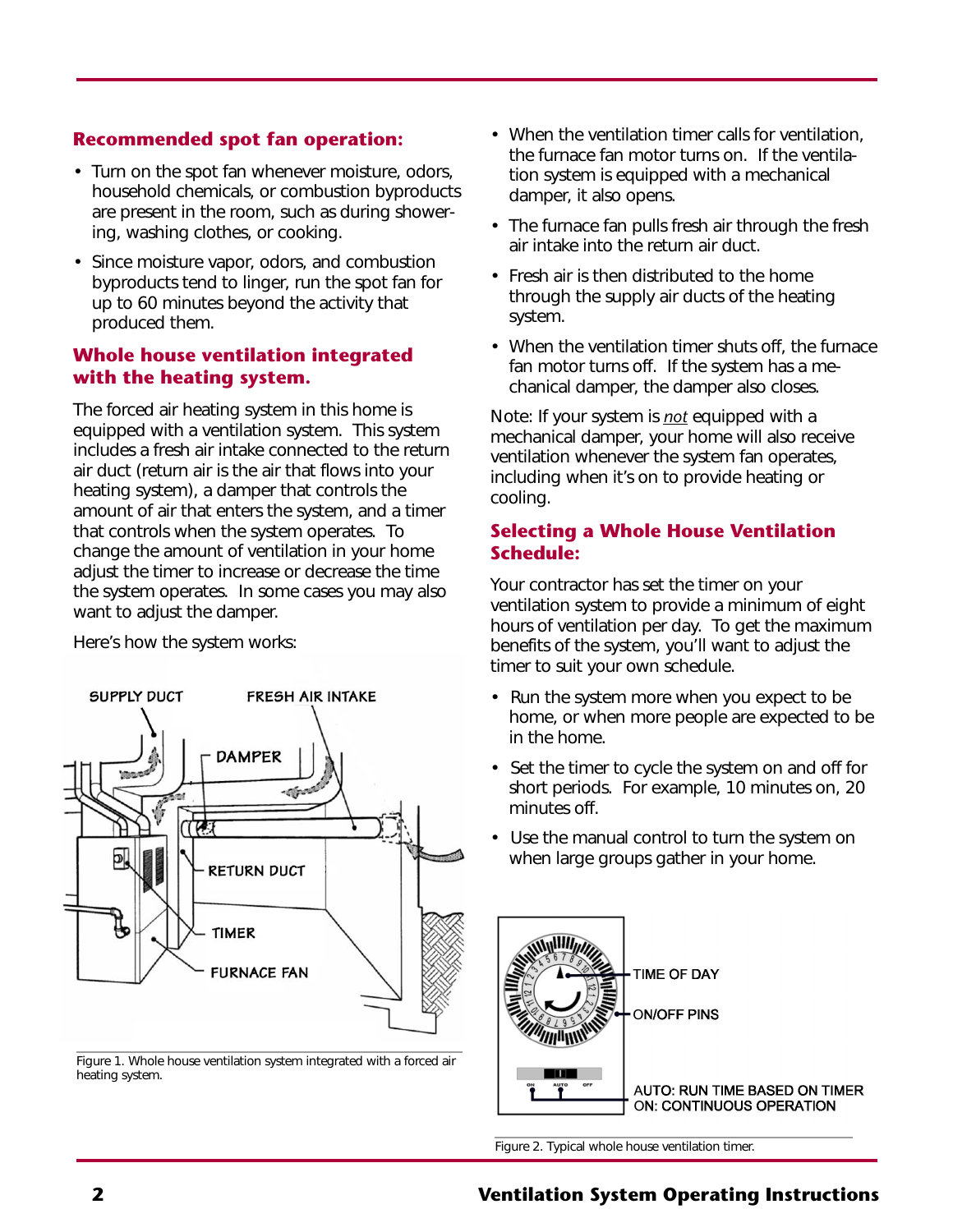### Recommended spot fan operation:

- Turn on the spot fan whenever moisture, odors, household chemicals, or combustion byproducts are present in the room, such as during showering, washing clothes, or cooking.
- Since moisture vapor, odors, and combustion byproducts tend to linger, run the spot fan for up to 60 minutes beyond the activity that produced them.

### Whole house ventilation integrated with the heating system.

The forced air heating system in this home is equipped with a ventilation system. This system includes a fresh air intake connected to the return air duct (return air is the air that flows into your heating system), a damper that controls the amount of air that enters the system, and a timer that controls when the system operates. To change the amount of ventilation in your home adjust the timer to increase or decrease the time the system operates. In some cases you may also want to adjust the damper.

Here's how the system works:

Figure 1. Whole house ventilation system integrated with a forced air heating system.

- When the ventilation timer calls for ventilation, the furnace fan motor turns on. If the ventilation system is equipped with a mechanical damper, it also opens.
- The furnace fan pulls fresh air through the fresh air intake into the return air duct.
- Fresh air is then distributed to the home through the supply air ducts of the heating system.
- When the ventilation timer shuts off, the furnace fan motor turns off. If the system has a mechanical damper, the damper also closes.

Note: If your system is *not* equipped with a mechanical damper, your home will also receive ventilation whenever the system fan operates, including when it's on to provide heating or cooling.

### Selecting a Whole House Ventilation Schedule:

Your contractor has set the timer on your ventilation system to provide a minimum of eight hours of ventilation per day. To get the maximum benefits of the system, you'll want to adjust the timer to suit your own schedule.

- Run the system more when you expect to be home, or when more people are expected to be in the home.
- Set the timer to cycle the system on and off for short periods. For example, 10 minutes on, 20 minutes off.
- Use the manual control to turn the system on when large groups gather in your home.

Figure 2. Typical whole house ventilation timer.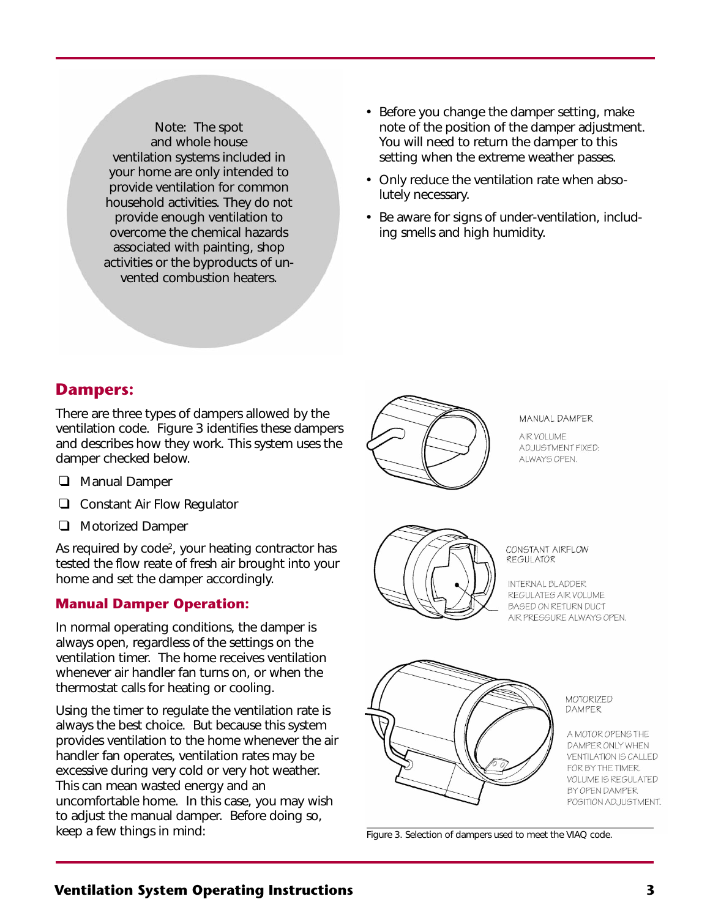Note: The spot and whole house ventilation systems included in your home are only intended to provide ventilation for common household activities. They do not provide enough ventilation to overcome the chemical hazards associated with painting, shop activities or the byproducts of unvented combustion heaters.

- Before you change the damper setting, make note of the position of the damper adjustment. You will need to return the damper to this setting when the extreme weather passes.
- Only reduce the ventilation rate when absolutely necessary.
- Be aware for signs of under-ventilation, including smells and high humidity.

## Dampers:

There are three types of dampers allowed by the ventilation code. Figure 3 identifies these dampers and describes how they work. This system uses the damper checked below.

- ❑ Manual Damper
- ❑ Constant Air Flow Regulator
- ❑ Motorized Damper

As required by code[2], your heating contractor has tested the flow reate of fresh air brought into your home and set the damper accordingly.

### Manual Damper Operation:

In normal operating conditions, the damper is always open, regardless of the settings on the ventilation timer. The home receives ventilation whenever air handler fan turns on, or when the thermostat calls for heating or cooling.

Using the timer to regulate the ventilation rate is always the best choice. But because this system provides ventilation to the home whenever the air handler fan operates, ventilation rates may be excessive during very cold or very hot weather. This can mean wasted energy and an uncomfortable home. In this case, you may wish to adjust the manual damper. Before doing so, keep a few things in mind:

MANUAL DAMPER

AIR VOLUME ADJUSTMENT FIXED: ALWAYS OPEN.

CONSTANT AIRFLOW REGULATOR

INTERNAL BLADDER REGULATES AIR VOLUME BASED ON RETURN DUCT AIR PRESSURE ALWAYS OPEN.

MOTORIZED DAMPER

A MOTOR OPENS THE DAMPER ONLY WHEN VENTILATION IS CALLED FOR BY THE TIMER. VOLUME IS REGULATED BY OPEN DAMPER POSITION ADJUSTMENT.

Figure 3. Selection of dampers used to meet the VIAQ code.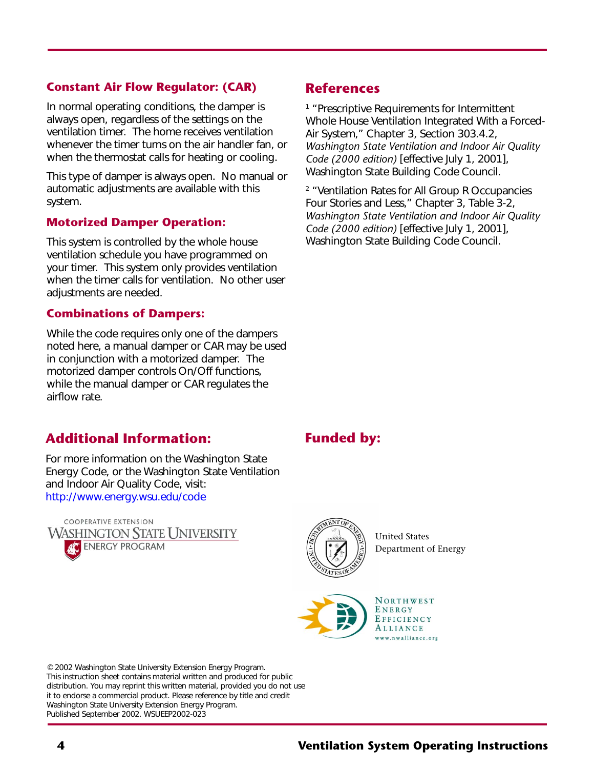### Constant Air Flow Regulator: (CAR)

In normal operating conditions, the damper is always open, regardless of the settings on the ventilation timer. The home receives ventilation whenever the timer turns on the air handler fan, or when the thermostat calls for heating or cooling.

This type of damper is always open. No manual or automatic adjustments are available with this system.

### Motorized Damper Operation:

This system is controlled by the whole house ventilation schedule you have programmed on your timer. This system only provides ventilation when the timer calls for ventilation. No other user adjustments are needed.

### Combinations of Dampers:

While the code requires only one of the dampers noted here, a manual damper or CAR may be used in conjunction with a motorized damper. The motorized damper controls On/Off functions, while the manual damper or CAR regulates the airflow rate.

## References

[1] "Prescriptive Requirements for Intermittent Whole House Ventilation Integrated With a Forced-Air System," Chapter 3, Section 303.4.2, *Washington State Ventilation and Indoor Air Quality Code (2000 edition)* [effective July 1, 2001], Washington State Building Code Council.

[2] "Ventilation Rates for All Group R Occupancies Four Stories and Less," Chapter 3, Table 3-2, *Washington State Ventilation and Indoor Air Quality Code (2000 edition)* [effective July 1, 2001], Washington State Building Code Council.

## Additional Information:

For more information on the Washington State Energy Code, or the Washington State Ventilation and Indoor Air Quality Code, visit: http://www.energy.wsu.edu/code

COOPERATIVE EXTENSION
WASHINGTON STATE UNIVERSITY
ENERGY PROGRAM

## Funded by:

United States Department of Energy

Northwest Energy Efficiency Alliance
www.nwalliance.org

© 2002 Washington State University Extension Energy Program.
This instruction sheet contains material written and produced for public distribution. You may reprint this written material, provided you do not use it to endorse a commercial product. Please reference by title and credit Washington State University Extension Energy Program.
Published September 2002. WSUEEP2002-023